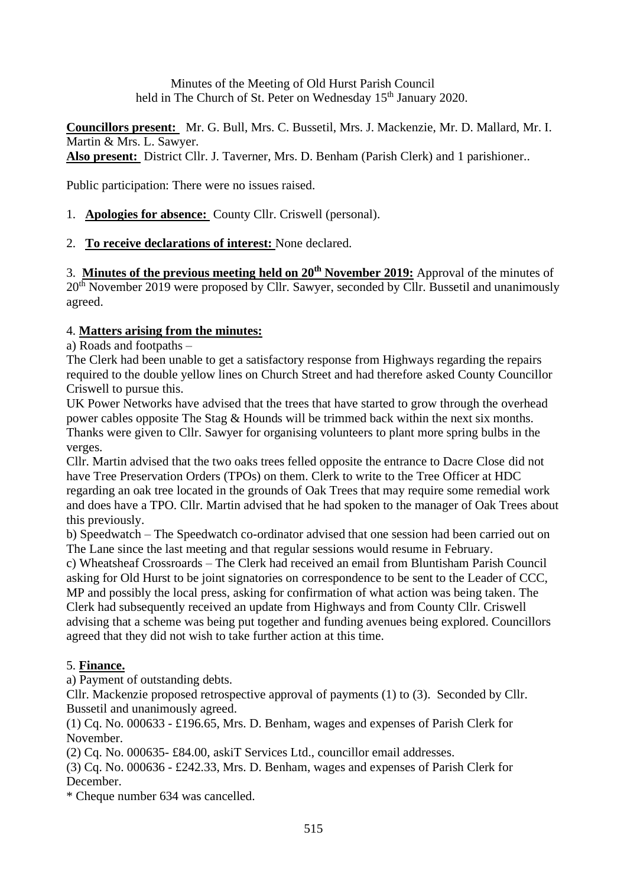Minutes of the Meeting of Old Hurst Parish Council
held in The Church of St. Peter on Wednesday 15th January 2020.

**Councillors present:** Mr. G. Bull, Mrs. C. Bussetil, Mrs. J. Mackenzie, Mr. D. Mallard, Mr. I. Martin & Mrs. L. Sawyer.
**Also present:** District Cllr. J. Taverner, Mrs. D. Benham (Parish Clerk) and 1 parishioner..

Public participation: There were no issues raised.

1. **Apologies for absence:** County Cllr. Criswell (personal).

2. **To receive declarations of interest:** None declared.

3. **Minutes of the previous meeting held on 20th November 2019:** Approval of the minutes of 20th November 2019 were proposed by Cllr. Sawyer, seconded by Cllr. Bussetil and unanimously agreed.

4. **Matters arising from the minutes:**

a) Roads and footpaths –
The Clerk had been unable to get a satisfactory response from Highways regarding the repairs required to the double yellow lines on Church Street and had therefore asked County Councillor Criswell to pursue this.
UK Power Networks have advised that the trees that have started to grow through the overhead power cables opposite The Stag & Hounds will be trimmed back within the next six months.
Thanks were given to Cllr. Sawyer for organising volunteers to plant more spring bulbs in the verges.
Cllr. Martin advised that the two oaks trees felled opposite the entrance to Dacre Close did not have Tree Preservation Orders (TPOs) on them. Clerk to write to the Tree Officer at HDC regarding an oak tree located in the grounds of Oak Trees that may require some remedial work and does have a TPO. Cllr. Martin advised that he had spoken to the manager of Oak Trees about this previously.
b) Speedwatch – The Speedwatch co-ordinator advised that one session had been carried out on The Lane since the last meeting and that regular sessions would resume in February.
c) Wheatsheaf Crossroards – The Clerk had received an email from Bluntisham Parish Council asking for Old Hurst to be joint signatories on correspondence to be sent to the Leader of CCC, MP and possibly the local press, asking for confirmation of what action was being taken. The Clerk had subsequently received an update from Highways and from County Cllr. Criswell advising that a scheme was being put together and funding avenues being explored. Councillors agreed that they did not wish to take further action at this time.

5. **Finance.**

a) Payment of outstanding debts.
Cllr. Mackenzie proposed retrospective approval of payments (1) to (3). Seconded by Cllr. Bussetil and unanimously agreed.
(1) Cq. No. 000633 - £196.65, Mrs. D. Benham, wages and expenses of Parish Clerk for November.
(2) Cq. No. 000635- £84.00, askiT Services Ltd., councillor email addresses.
(3) Cq. No. 000636 - £242.33, Mrs. D. Benham, wages and expenses of Parish Clerk for December.
* Cheque number 634 was cancelled.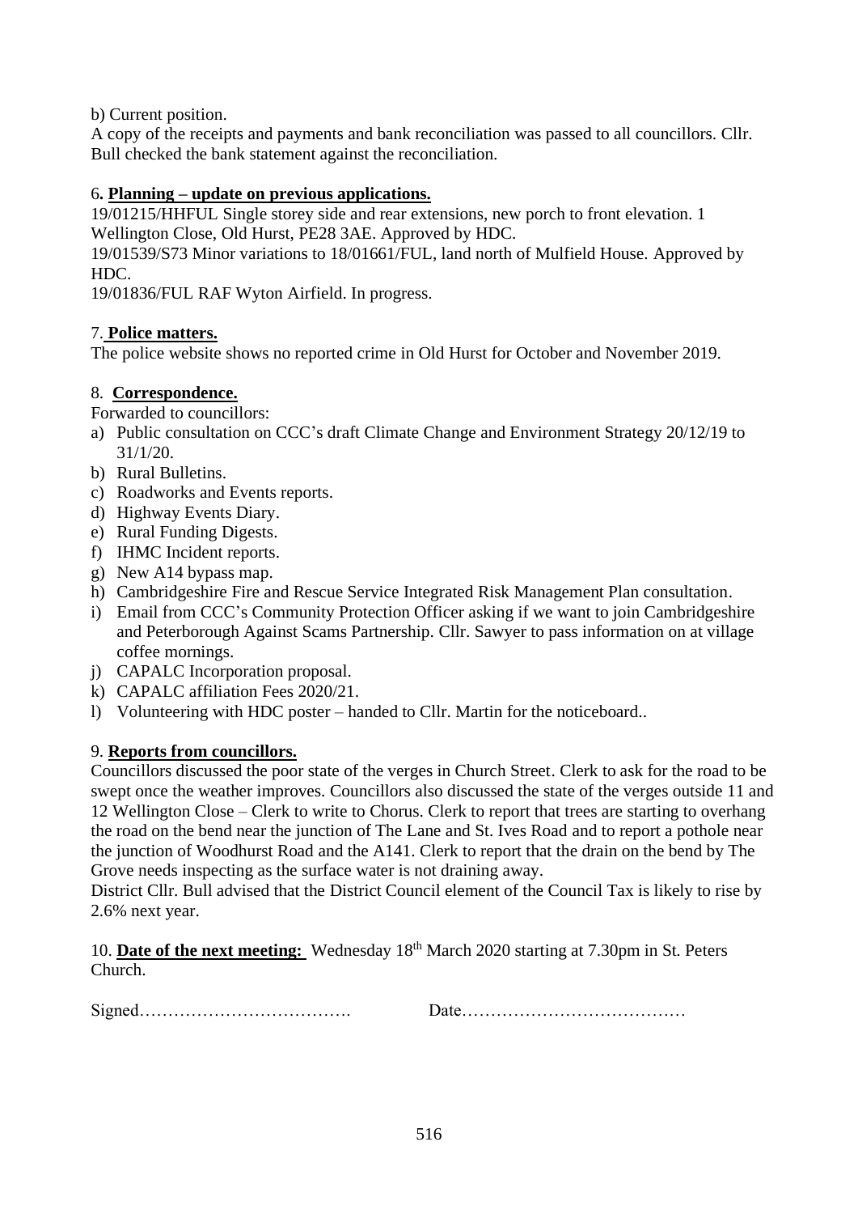b) Current position.

A copy of the receipts and payments and bank reconciliation was passed to all councillors. Cllr. Bull checked the bank statement against the reconciliation.

6**. Planning – update on previous applications.**

19/01215/HHFUL Single storey side and rear extensions, new porch to front elevation. 1 Wellington Close, Old Hurst, PE28 3AE. Approved by HDC.

19/01539/S73 Minor variations to 18/01661/FUL, land north of Mulfield House. Approved by HDC.

19/01836/FUL RAF Wyton Airfield. In progress.

7. **Police matters.**

The police website shows no reported crime in Old Hurst for October and November 2019.

8. **Correspondence.**

Forwarded to councillors:

a) Public consultation on CCC's draft Climate Change and Environment Strategy 20/12/19 to 31/1/20.
b) Rural Bulletins.
c) Roadworks and Events reports.
d) Highway Events Diary.
e) Rural Funding Digests.
f) IHMC Incident reports.
g) New A14 bypass map.
h) Cambridgeshire Fire and Rescue Service Integrated Risk Management Plan consultation.
i) Email from CCC's Community Protection Officer asking if we want to join Cambridgeshire and Peterborough Against Scams Partnership. Cllr. Sawyer to pass information on at village coffee mornings.
j) CAPALC Incorporation proposal.
k) CAPALC affiliation Fees 2020/21.
l) Volunteering with HDC poster – handed to Cllr. Martin for the noticeboard..

9. **Reports from councillors.**

Councillors discussed the poor state of the verges in Church Street. Clerk to ask for the road to be swept once the weather improves. Councillors also discussed the state of the verges outside 11 and 12 Wellington Close – Clerk to write to Chorus. Clerk to report that trees are starting to overhang the road on the bend near the junction of The Lane and St. Ives Road and to report a pothole near the junction of Woodhurst Road and the A141. Clerk to report that the drain on the bend by The Grove needs inspecting as the surface water is not draining away.

District Cllr. Bull advised that the District Council element of the Council Tax is likely to rise by 2.6% next year.

10. **Date of the next meeting:** Wednesday 18th March 2020 starting at 7.30pm in St. Peters Church.

Signed………………………………. Date…………………………………